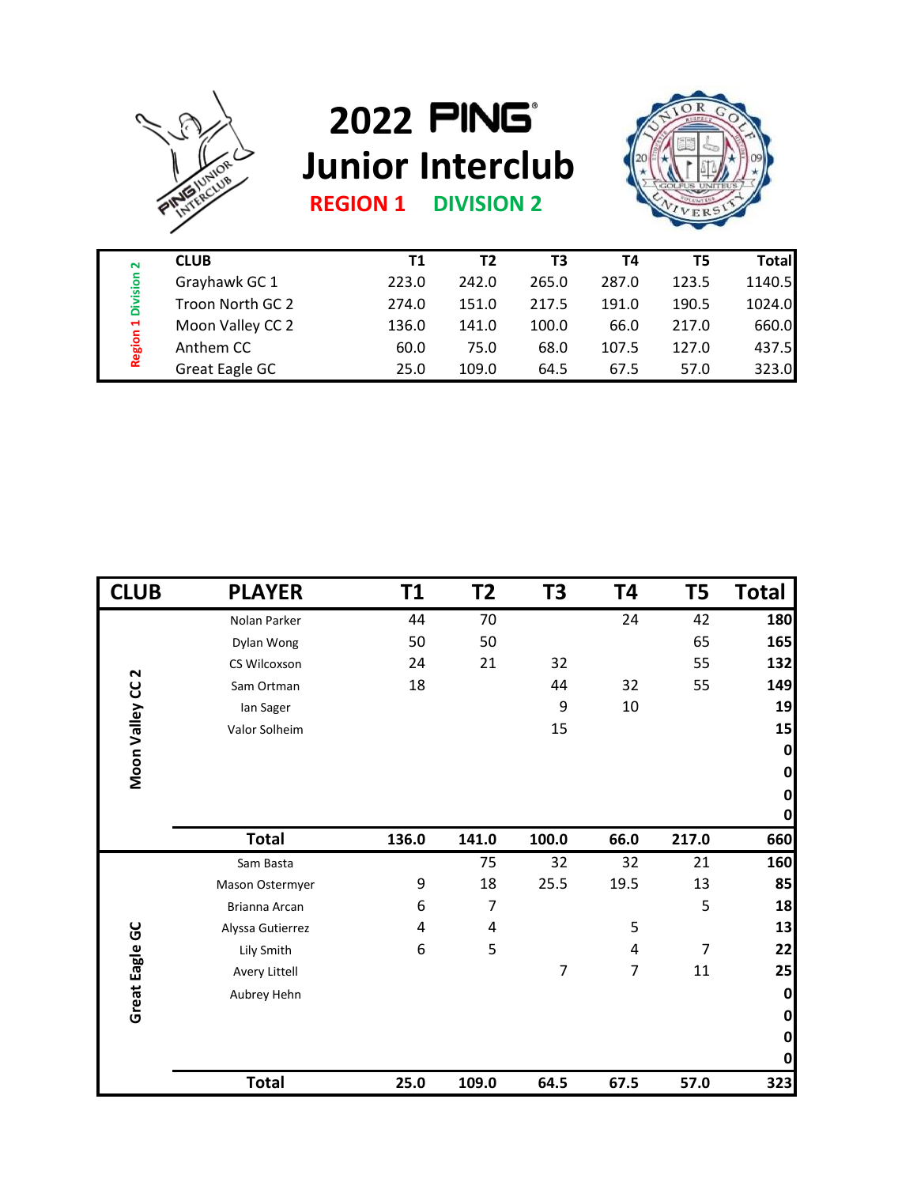# 2022 PING Junior Interclub

**REGION 1 DIVISION 2**

| | CLUB | T1 | T2 | T3 | T4 | T5 | Total |
|---|---|---|---|---|---|---|---|
| Region 1 Division 2 | Grayhawk GC 1 | 223.0 | 242.0 | 265.0 | 287.0 | 123.5 | 1140.5 |
| | Troon North GC 2 | 274.0 | 151.0 | 217.5 | 191.0 | 190.5 | 1024.0 |
| | Moon Valley CC 2 | 136.0 | 141.0 | 100.0 | 66.0 | 217.0 | 660.0 |
| | Anthem CC | 60.0 | 75.0 | 68.0 | 107.5 | 127.0 | 437.5 |
| | Great Eagle GC | 25.0 | 109.0 | 64.5 | 67.5 | 57.0 | 323.0 |

| CLUB | PLAYER | T1 | T2 | T3 | T4 | T5 | Total |
|---|---|---|---|---|---|---|---|
| Moon Valley CC 2 | Nolan Parker | 44 | 70 | | 24 | 42 | 180 |
| | Dylan Wong | 50 | 50 | | | 65 | 165 |
| | CS Wilcoxson | 24 | 21 | 32 | | 55 | 132 |
| | Sam Ortman | 18 | | 44 | 32 | 55 | 149 |
| | Ian Sager | | | 9 | 10 | | 19 |
| | Valor Solheim | | | 15 | | | 15 |
| | | | | | | | 0 |
| | | | | | | | 0 |
| | | | | | | | 0 |
| | | | | | | | 0 |
| | **Total** | **136.0** | **141.0** | **100.0** | **66.0** | **217.0** | **660** |
| Great Eagle GC | Sam Basta | | 75 | 32 | 32 | 21 | 160 |
| | Mason Ostermyer | 9 | 18 | 25.5 | 19.5 | 13 | 85 |
| | Brianna Arcan | 6 | 7 | | | 5 | 18 |
| | Alyssa Gutierrez | 4 | 4 | | 5 | | 13 |
| | Lily Smith | 6 | 5 | | 4 | 7 | 22 |
| | Avery Littell | | | 7 | 7 | 11 | 25 |
| | Aubrey Hehn | | | | | | 0 |
| | | | | | | | 0 |
| | | | | | | | 0 |
| | | | | | | | 0 |
| | **Total** | **25.0** | **109.0** | **64.5** | **67.5** | **57.0** | **323** |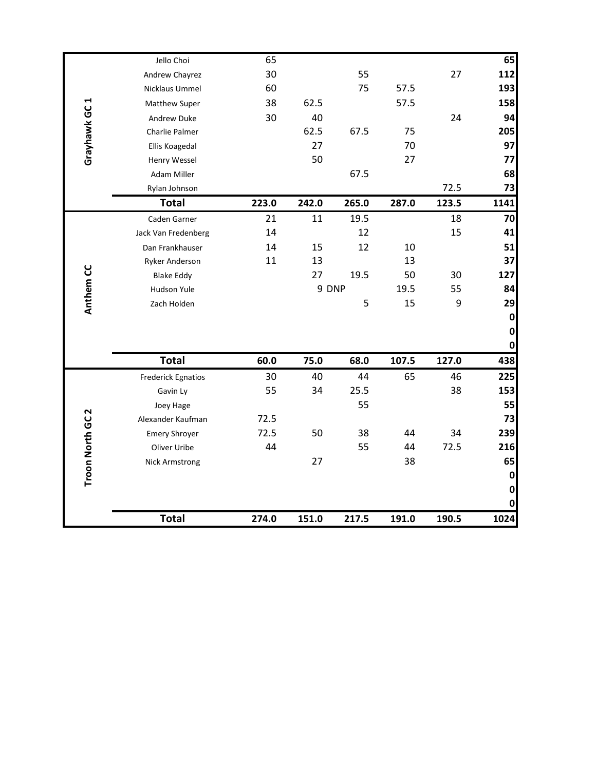| | | | | | | | |
|---|---|---|---|---|---|---|---|
| Grayhawk GC 1 | Jello Choi | 65 | | | | | 65 |
| | Andrew Chayrez | 30 | | 55 | | 27 | 112 |
| | Nicklaus Ummel | 60 | | 75 | 57.5 | | 193 |
| | Matthew Super | 38 | 62.5 | | 57.5 | | 158 |
| | Andrew Duke | 30 | 40 | | | 24 | 94 |
| | Charlie Palmer | | 62.5 | 67.5 | 75 | | 205 |
| | Ellis Koagedal | | 27 | | 70 | | 97 |
| | Henry Wessel | | 50 | | 27 | | 77 |
| | Adam Miller | | | 67.5 | | | 68 |
| | Rylan Johnson | | | | | 72.5 | 73 |
| | **Total** | **223.0** | **242.0** | **265.0** | **287.0** | **123.5** | **1141** |
| Anthem CC | Caden Garner | 21 | 11 | 19.5 | | 18 | 70 |
| | Jack Van Fredenberg | 14 | | 12 | | 15 | 41 |
| | Dan Frankhauser | 14 | 15 | 12 | 10 | | 51 |
| | Ryker Anderson | 11 | 13 | | 13 | | 37 |
| | Blake Eddy | | 27 | 19.5 | 50 | 30 | 127 |
| | Hudson Yule | | 9 DNP | | 19.5 | 55 | 84 |
| | Zach Holden | | | 5 | 15 | 9 | 29 |
| | | | | | | | 0 |
| | | | | | | | 0 |
| | | | | | | | 0 |
| | **Total** | **60.0** | **75.0** | **68.0** | **107.5** | **127.0** | **438** |
| Troon North GC 2 | Frederick Egnatios | 30 | 40 | 44 | 65 | 46 | 225 |
| | Gavin Ly | 55 | 34 | 25.5 | | 38 | 153 |
| | Joey Hage | | | 55 | | | 55 |
| | Alexander Kaufman | 72.5 | | | | | 73 |
| | Emery Shroyer | 72.5 | 50 | 38 | 44 | 34 | 239 |
| | Oliver Uribe | 44 | | 55 | 44 | 72.5 | 216 |
| | Nick Armstrong | | 27 | | 38 | | 65 |
| | | | | | | | 0 |
| | | | | | | | 0 |
| | | | | | | | 0 |
| | **Total** | **274.0** | **151.0** | **217.5** | **191.0** | **190.5** | **1024** |